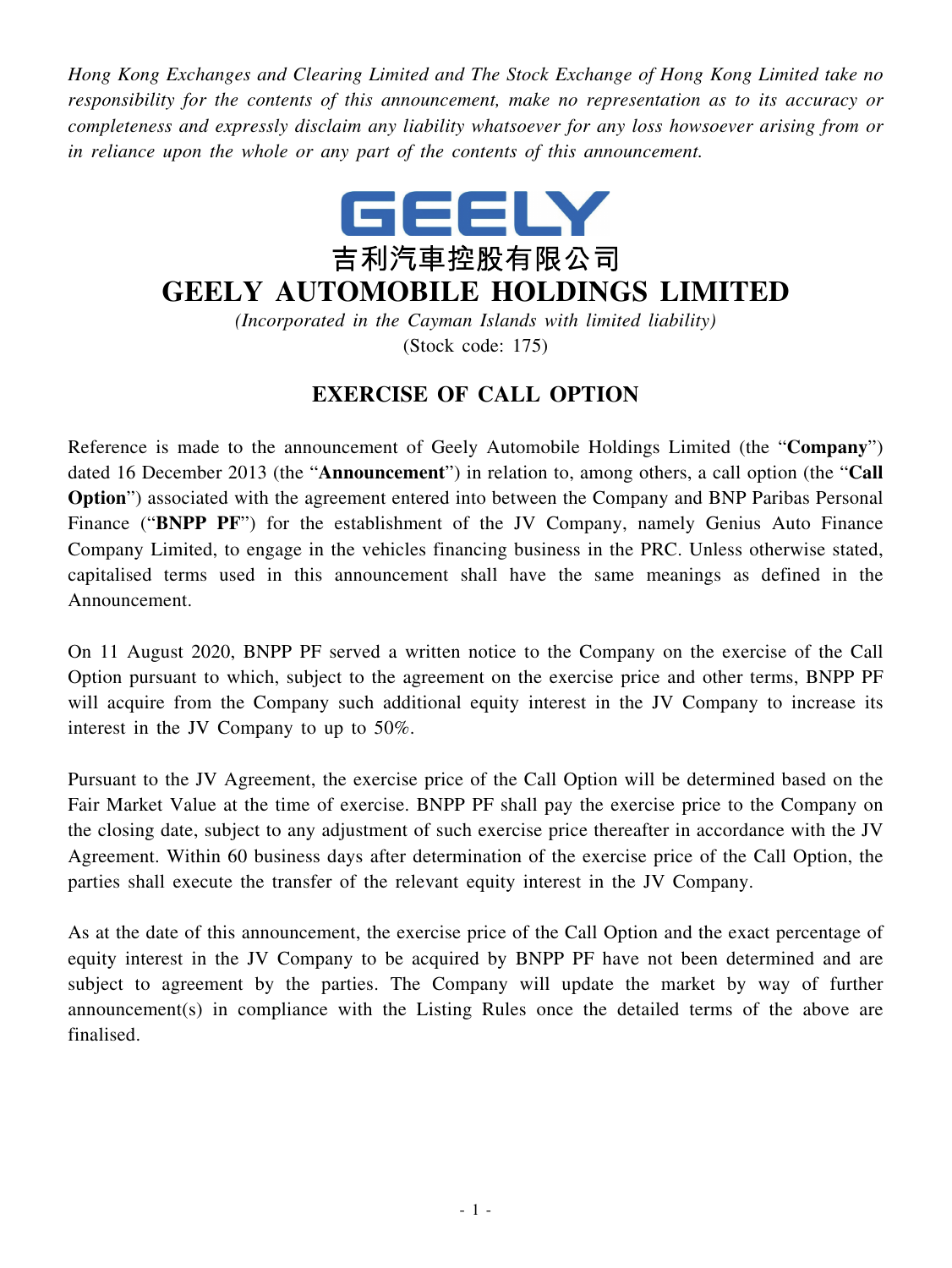*Hong Kong Exchanges and Clearing Limited and The Stock Exchange of Hong Kong Limited take no responsibility for the contents of this announcement, make no representation as to its accuracy or completeness and expressly disclaim any liability whatsoever for any loss howsoever arising from or in reliance upon the whole or any part of the contents of this announcement.*

GEELY

吉利汽車控股有限公司

# GEELY AUTOMOBILE HOLDINGS LIMITED

*(Incorporated in the Cayman Islands with limited liability)*

(Stock code: 175)

## EXERCISE OF CALL OPTION

Reference is made to the announcement of Geely Automobile Holdings Limited (the "**Company**") dated 16 December 2013 (the "**Announcement**") in relation to, among others, a call option (the "**Call Option**") associated with the agreement entered into between the Company and BNP Paribas Personal Finance ("**BNPP PF**") for the establishment of the JV Company, namely Genius Auto Finance Company Limited, to engage in the vehicles financing business in the PRC. Unless otherwise stated, capitalised terms used in this announcement shall have the same meanings as defined in the Announcement.

On 11 August 2020, BNPP PF served a written notice to the Company on the exercise of the Call Option pursuant to which, subject to the agreement on the exercise price and other terms, BNPP PF will acquire from the Company such additional equity interest in the JV Company to increase its interest in the JV Company to up to 50%.

Pursuant to the JV Agreement, the exercise price of the Call Option will be determined based on the Fair Market Value at the time of exercise. BNPP PF shall pay the exercise price to the Company on the closing date, subject to any adjustment of such exercise price thereafter in accordance with the JV Agreement. Within 60 business days after determination of the exercise price of the Call Option, the parties shall execute the transfer of the relevant equity interest in the JV Company.

As at the date of this announcement, the exercise price of the Call Option and the exact percentage of equity interest in the JV Company to be acquired by BNPP PF have not been determined and are subject to agreement by the parties. The Company will update the market by way of further announcement(s) in compliance with the Listing Rules once the detailed terms of the above are finalised.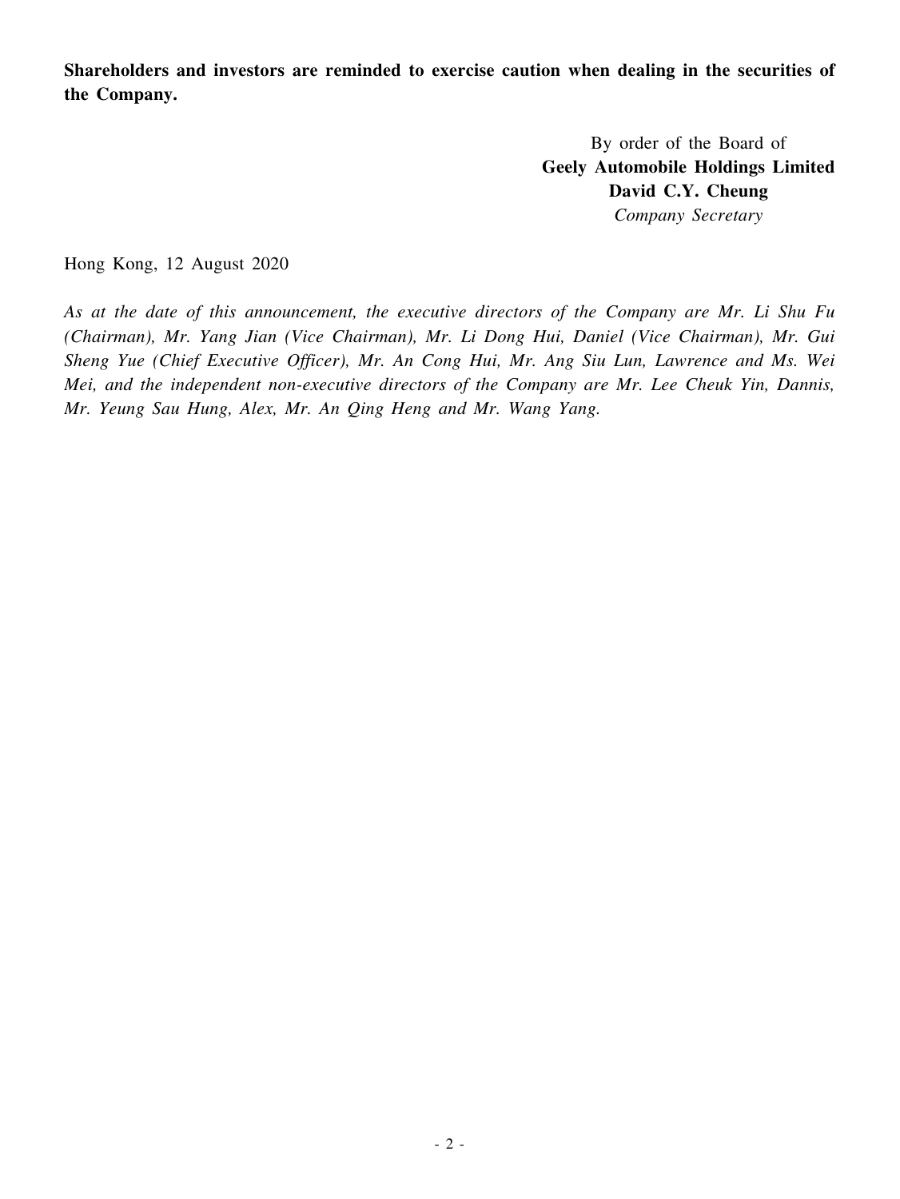**Shareholders and investors are reminded to exercise caution when dealing in the securities of the Company.**

By order of the Board of
**Geely Automobile Holdings Limited**
**David C.Y. Cheung**
*Company Secretary*

Hong Kong, 12 August 2020

*As at the date of this announcement, the executive directors of the Company are Mr. Li Shu Fu (Chairman), Mr. Yang Jian (Vice Chairman), Mr. Li Dong Hui, Daniel (Vice Chairman), Mr. Gui Sheng Yue (Chief Executive Officer), Mr. An Cong Hui, Mr. Ang Siu Lun, Lawrence and Ms. Wei Mei, and the independent non-executive directors of the Company are Mr. Lee Cheuk Yin, Dannis, Mr. Yeung Sau Hung, Alex, Mr. An Qing Heng and Mr. Wang Yang.*